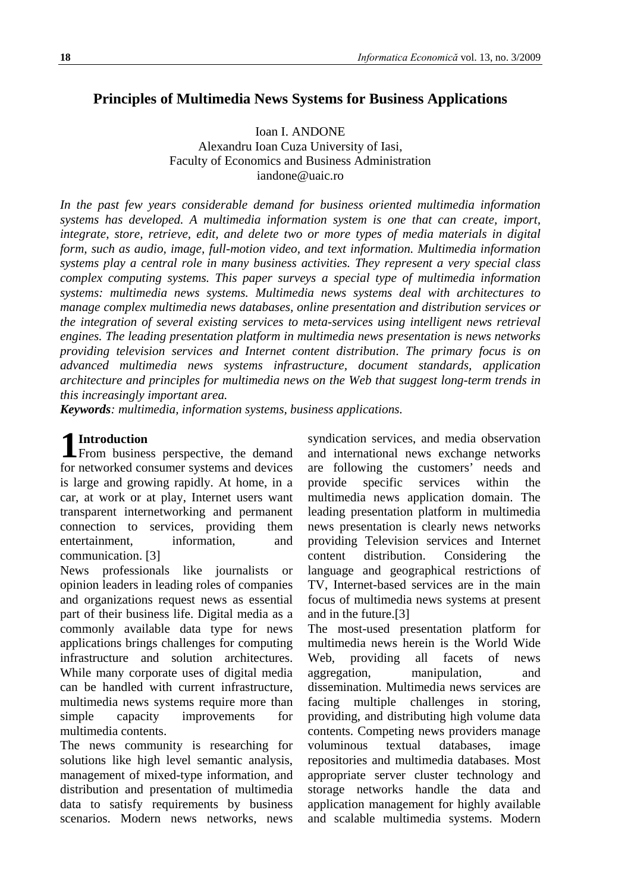# Principles of Multimedia News Systems for Business Applications

Ioan I. ANDONE
Alexandru Ioan Cuza University of Iasi,
Faculty of Economics and Business Administration
iandone@uaic.ro

*In the past few years considerable demand for business oriented multimedia information systems has developed. A multimedia information system is one that can create, import, integrate, store, retrieve, edit, and delete two or more types of media materials in digital form, such as audio, image, full-motion video, and text information. Multimedia information systems play a central role in many business activities. They represent a very special class complex computing systems. This paper surveys a special type of multimedia information systems: multimedia news systems. Multimedia news systems deal with architectures to manage complex multimedia news databases, online presentation and distribution services or the integration of several existing services to meta-services using intelligent news retrieval engines. The leading presentation platform in multimedia news presentation is news networks providing television services and Internet content distribution. The primary focus is on advanced multimedia news systems infrastructure, document standards, application architecture and principles for multimedia news on the Web that suggest long-term trends in this increasingly important area.*

***Keywords****: multimedia, information systems, business applications.*

## 1 Introduction

From business perspective, the demand for networked consumer systems and devices is large and growing rapidly. At home, in a car, at work or at play, Internet users want transparent internetworking and permanent connection to services, providing them entertainment, information, and communication. [3]

News professionals like journalists or opinion leaders in leading roles of companies and organizations request news as essential part of their business life. Digital media as a commonly available data type for news applications brings challenges for computing infrastructure and solution architectures. While many corporate uses of digital media can be handled with current infrastructure, multimedia news systems require more than simple capacity improvements for multimedia contents.

The news community is researching for solutions like high level semantic analysis, management of mixed-type information, and distribution and presentation of multimedia data to satisfy requirements by business scenarios. Modern news networks, news syndication services, and media observation and international news exchange networks are following the customers' needs and provide specific services within the multimedia news application domain. The leading presentation platform in multimedia news presentation is clearly news networks providing Television services and Internet content distribution. Considering the language and geographical restrictions of TV, Internet-based services are in the main focus of multimedia news systems at present and in the future.[3]

The most-used presentation platform for multimedia news herein is the World Wide Web, providing all facets of news aggregation, manipulation, and dissemination. Multimedia news services are facing multiple challenges in storing, providing, and distributing high volume data contents. Competing news providers manage voluminous textual databases, image repositories and multimedia databases. Most appropriate server cluster technology and storage networks handle the data and application management for highly available and scalable multimedia systems. Modern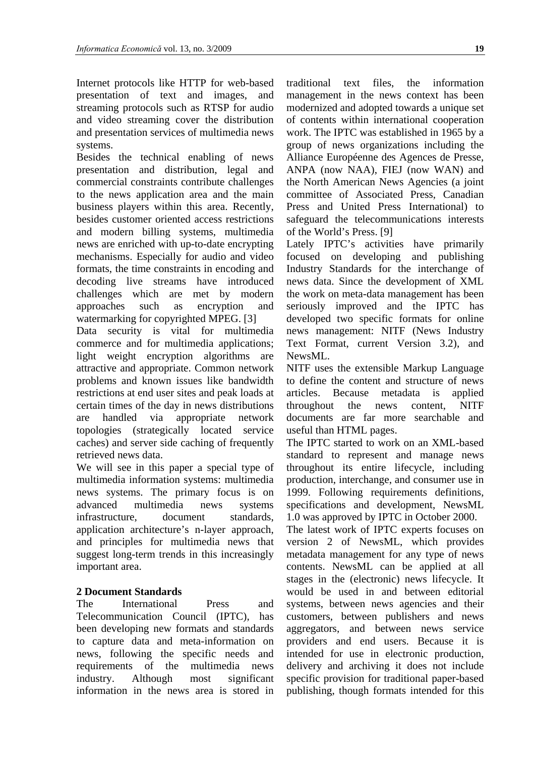Internet protocols like HTTP for web-based presentation of text and images, and streaming protocols such as RTSP for audio and video streaming cover the distribution and presentation services of multimedia news systems.

Besides the technical enabling of news presentation and distribution, legal and commercial constraints contribute challenges to the news application area and the main business players within this area. Recently, besides customer oriented access restrictions and modern billing systems, multimedia news are enriched with up-to-date encrypting mechanisms. Especially for audio and video formats, the time constraints in encoding and decoding live streams have introduced challenges which are met by modern approaches such as encryption and watermarking for copyrighted MPEG. [3]

Data security is vital for multimedia commerce and for multimedia applications; light weight encryption algorithms are attractive and appropriate. Common network problems and known issues like bandwidth restrictions at end user sites and peak loads at certain times of the day in news distributions are handled via appropriate network topologies (strategically located service caches) and server side caching of frequently retrieved news data.

We will see in this paper a special type of multimedia information systems: multimedia news systems. The primary focus is on advanced multimedia news systems infrastructure, document standards, application architecture's n-layer approach, and principles for multimedia news that suggest long-term trends in this increasingly important area.

## 2 Document Standards

The International Press and Telecommunication Council (IPTC), has been developing new formats and standards to capture data and meta-information on news, following the specific needs and requirements of the multimedia news industry. Although most significant information in the news area is stored in traditional text files, the information management in the news context has been modernized and adopted towards a unique set of contents within international cooperation work. The IPTC was established in 1965 by a group of news organizations including the Alliance Européenne des Agences de Presse, ANPA (now NAA), FIEJ (now WAN) and the North American News Agencies (a joint committee of Associated Press, Canadian Press and United Press International) to safeguard the telecommunications interests of the World's Press. [9]

Lately IPTC's activities have primarily focused on developing and publishing Industry Standards for the interchange of news data. Since the development of XML the work on meta-data management has been seriously improved and the IPTC has developed two specific formats for online news management: NITF (News Industry Text Format, current Version 3.2), and NewsML.

NITF uses the extensible Markup Language to define the content and structure of news articles. Because metadata is applied throughout the news content, NITF documents are far more searchable and useful than HTML pages.

The IPTC started to work on an XML-based standard to represent and manage news throughout its entire lifecycle, including production, interchange, and consumer use in 1999. Following requirements definitions, specifications and development, NewsML 1.0 was approved by IPTC in October 2000.

The latest work of IPTC experts focuses on version 2 of NewsML, which provides metadata management for any type of news contents. NewsML can be applied at all stages in the (electronic) news lifecycle. It would be used in and between editorial systems, between news agencies and their customers, between publishers and news aggregators, and between news service providers and end users. Because it is intended for use in electronic production, delivery and archiving it does not include specific provision for traditional paper-based publishing, though formats intended for this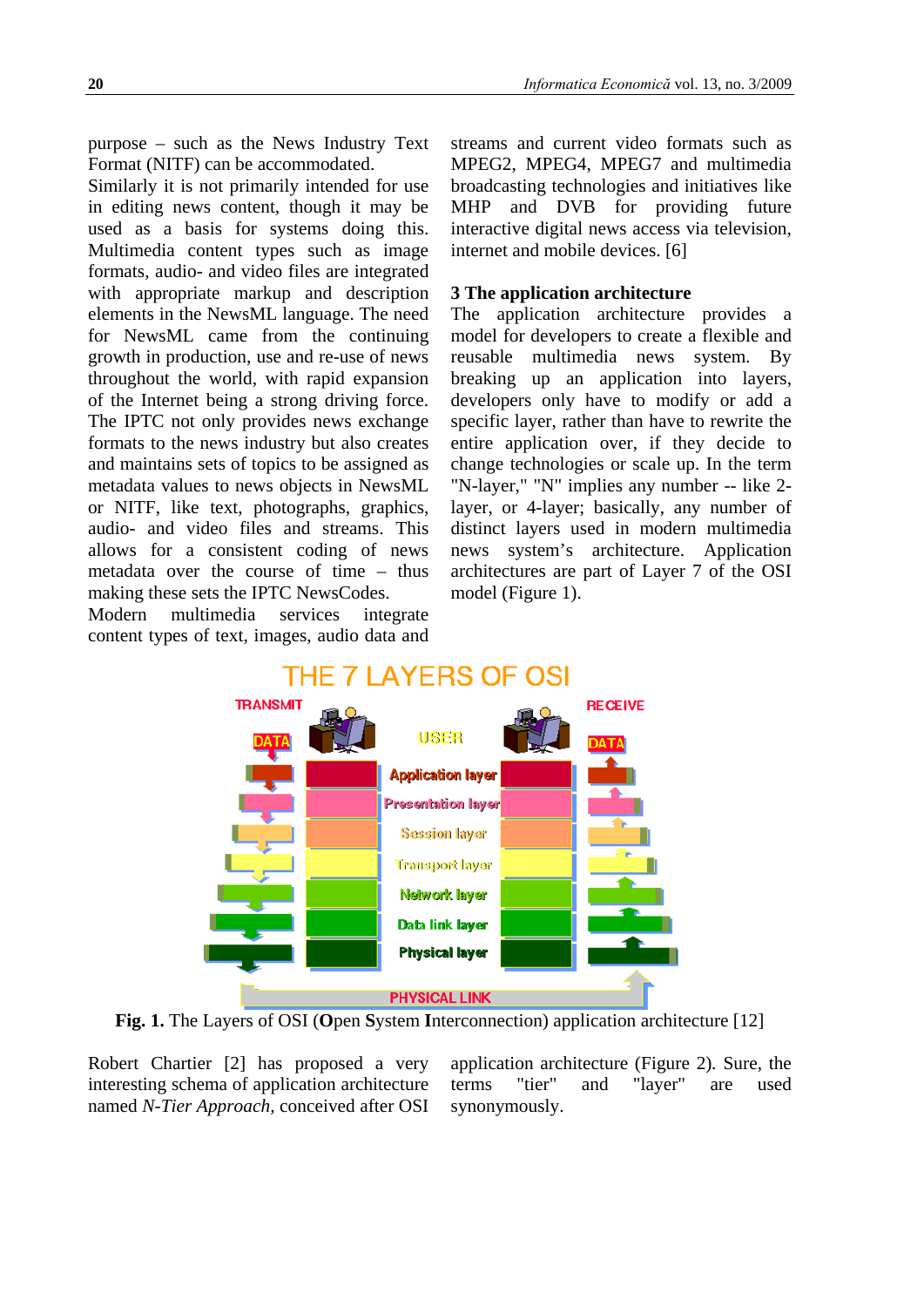purpose – such as the News Industry Text Format (NITF) can be accommodated.
Similarly it is not primarily intended for use in editing news content, though it may be used as a basis for systems doing this. Multimedia content types such as image formats, audio- and video files are integrated with appropriate markup and description elements in the NewsML language. The need for NewsML came from the continuing growth in production, use and re-use of news throughout the world, with rapid expansion of the Internet being a strong driving force. The IPTC not only provides news exchange formats to the news industry but also creates and maintains sets of topics to be assigned as metadata values to news objects in NewsML or NITF, like text, photographs, graphics, audio- and video files and streams. This allows for a consistent coding of news metadata over the course of time – thus making these sets the IPTC NewsCodes.
Modern multimedia services integrate content types of text, images, audio data and streams and current video formats such as MPEG2, MPEG4, MPEG7 and multimedia broadcasting technologies and initiatives like MHP and DVB for providing future interactive digital news access via television, internet and mobile devices. [6]

## 3 The application architecture

The application architecture provides a model for developers to create a flexible and reusable multimedia news system. By breaking up an application into layers, developers only have to modify or add a specific layer, rather than have to rewrite the entire application over, if they decide to change technologies or scale up. In the term "N-layer," "N" implies any number -- like 2-layer, or 4-layer; basically, any number of distinct layers used in modern multimedia news system's architecture. Application architectures are part of Layer 7 of the OSI model (Figure 1).

**Fig. 1.** The Layers of OSI (**O**pen **S**ystem **I**nterconnection) application architecture [12]

Robert Chartier [2] has proposed a very interesting schema of application architecture named *N-Tier Approach*, conceived after OSI application architecture (Figure 2). Sure, the terms "tier" and "layer" are used synonymously.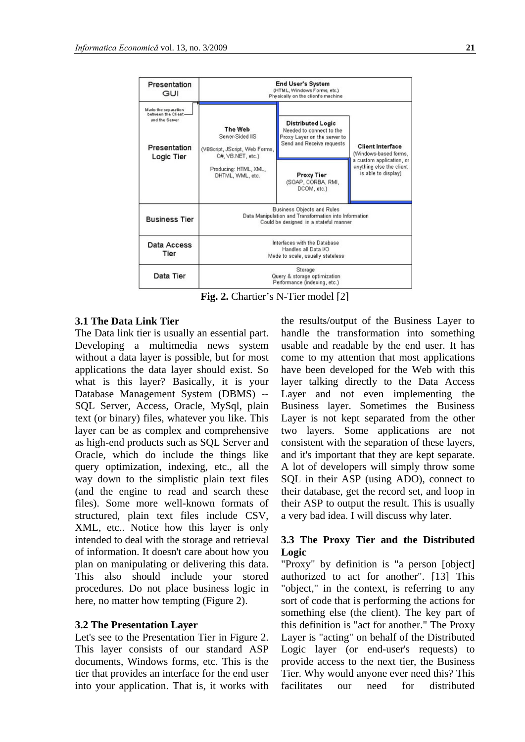| Presentation GUI | End User's System (HTML, Windows Forms, etc.) Physically on the client's machine | | |
|---|---|---|---|
| Marks the separation between the Client and the Server<br>Presentation Logic Tier | The Web Server-Sided IIS (VBScript, JScript, Web Forms, C#, VB.NET, etc.) Producing: HTML, XML, DHTML, WML, etc. | Distributed Logic Needed to connect to the Proxy Layer on the server to Send and Receive requests<br>Proxy Tier (SOAP, CORBA, RMI, DCOM, etc.) | Client Interface (Windows-based forms, a custom application, or anything else the client is able to display) |
| Business Tier | Business Objects and Rules Data Manipulation and Transformation into Information Could be designed in a stateful manner | | |
| Data Access Tier | Interfaces with the Database Handles all Data I/O Made to scale, usually stateless | | |
| Data Tier | Storage Query & storage optimization Performance (indexing, etc.) | | |

**Fig. 2.** Chartier's N-Tier model [2]

### 3.1 The Data Link Tier

The Data link tier is usually an essential part. Developing a multimedia news system without a data layer is possible, but for most applications the data layer should exist. So what is this layer? Basically, it is your Database Management System (DBMS) -- SQL Server, Access, Oracle, MySql, plain text (or binary) files, whatever you like. This layer can be as complex and comprehensive as high-end products such as SQL Server and Oracle, which do include the things like query optimization, indexing, etc., all the way down to the simplistic plain text files (and the engine to read and search these files). Some more well-known formats of structured, plain text files include CSV, XML, etc.. Notice how this layer is only intended to deal with the storage and retrieval of information. It doesn't care about how you plan on manipulating or delivering this data. This also should include your stored procedures. Do not place business logic in here, no matter how tempting (Figure 2).

### 3.2 The Presentation Layer

Let's see to the Presentation Tier in Figure 2. This layer consists of our standard ASP documents, Windows forms, etc. This is the tier that provides an interface for the end user into your application. That is, it works with the results/output of the Business Layer to handle the transformation into something usable and readable by the end user. It has come to my attention that most applications have been developed for the Web with this layer talking directly to the Data Access Layer and not even implementing the Business layer. Sometimes the Business Layer is not kept separated from the other two layers. Some applications are not consistent with the separation of these layers, and it's important that they are kept separate. A lot of developers will simply throw some SQL in their ASP (using ADO), connect to their database, get the record set, and loop in their ASP to output the result. This is usually a very bad idea. I will discuss why later.

### 3.3 The Proxy Tier and the Distributed Logic

"Proxy" by definition is "a person [object] authorized to act for another". [13] This "object," in the context, is referring to any sort of code that is performing the actions for something else (the client). The key part of this definition is "act for another." The Proxy Layer is "acting" on behalf of the Distributed Logic layer (or end-user's requests) to provide access to the next tier, the Business Tier. Why would anyone ever need this? This facilitates our need for distributed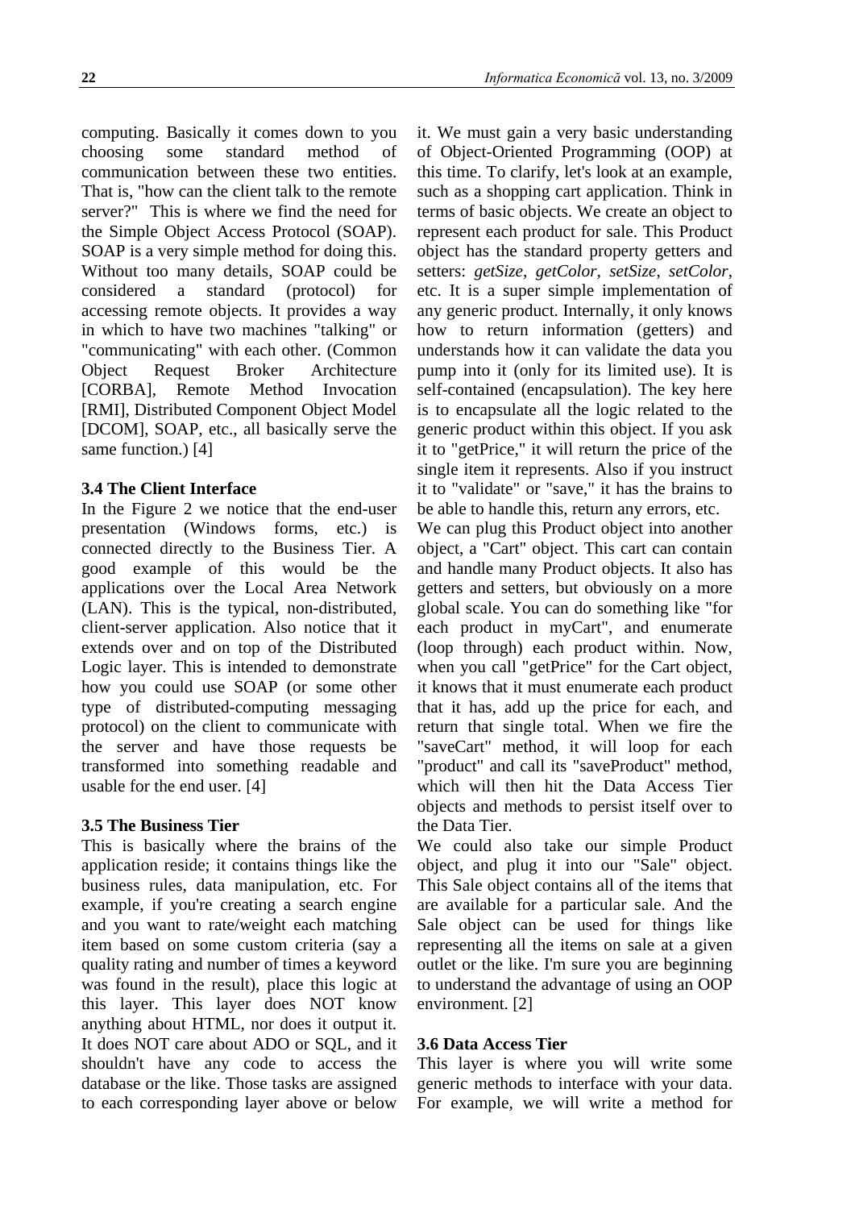computing. Basically it comes down to you choosing some standard method of communication between these two entities. That is, "how can the client talk to the remote server?" This is where we find the need for the Simple Object Access Protocol (SOAP). SOAP is a very simple method for doing this. Without too many details, SOAP could be considered a standard (protocol) for accessing remote objects. It provides a way in which to have two machines "talking" or "communicating" with each other. (Common Object Request Broker Architecture [CORBA], Remote Method Invocation [RMI], Distributed Component Object Model [DCOM], SOAP, etc., all basically serve the same function.) [4]

### 3.4 The Client Interface

In the Figure 2 we notice that the end-user presentation (Windows forms, etc.) is connected directly to the Business Tier. A good example of this would be the applications over the Local Area Network (LAN). This is the typical, non-distributed, client-server application. Also notice that it extends over and on top of the Distributed Logic layer. This is intended to demonstrate how you could use SOAP (or some other type of distributed-computing messaging protocol) on the client to communicate with the server and have those requests be transformed into something readable and usable for the end user. [4]

### 3.5 The Business Tier

This is basically where the brains of the application reside; it contains things like the business rules, data manipulation, etc. For example, if you're creating a search engine and you want to rate/weight each matching item based on some custom criteria (say a quality rating and number of times a keyword was found in the result), place this logic at this layer. This layer does NOT know anything about HTML, nor does it output it. It does NOT care about ADO or SQL, and it shouldn't have any code to access the database or the like. Those tasks are assigned to each corresponding layer above or below it. We must gain a very basic understanding of Object-Oriented Programming (OOP) at this time. To clarify, let's look at an example, such as a shopping cart application. Think in terms of basic objects. We create an object to represent each product for sale. This Product object has the standard property getters and setters: *getSize*, *getColor*, *setSize*, *setColor*, etc. It is a super simple implementation of any generic product. Internally, it only knows how to return information (getters) and understands how it can validate the data you pump into it (only for its limited use). It is self-contained (encapsulation). The key here is to encapsulate all the logic related to the generic product within this object. If you ask it to "getPrice," it will return the price of the single item it represents. Also if you instruct it to "validate" or "save," it has the brains to be able to handle this, return any errors, etc.

We can plug this Product object into another object, a "Cart" object. This cart can contain and handle many Product objects. It also has getters and setters, but obviously on a more global scale. You can do something like "for each product in myCart", and enumerate (loop through) each product within. Now, when you call "getPrice" for the Cart object, it knows that it must enumerate each product that it has, add up the price for each, and return that single total. When we fire the "saveCart" method, it will loop for each "product" and call its "saveProduct" method, which will then hit the Data Access Tier objects and methods to persist itself over to the Data Tier.

We could also take our simple Product object, and plug it into our "Sale" object. This Sale object contains all of the items that are available for a particular sale. And the Sale object can be used for things like representing all the items on sale at a given outlet or the like. I'm sure you are beginning to understand the advantage of using an OOP environment. [2]

### 3.6 Data Access Tier

This layer is where you will write some generic methods to interface with your data. For example, we will write a method for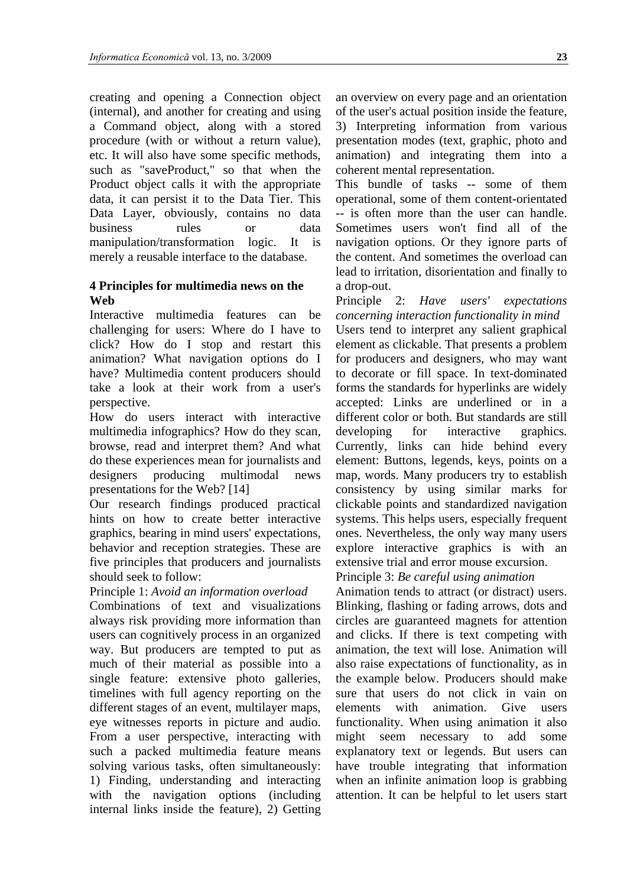creating and opening a Connection object (internal), and another for creating and using a Command object, along with a stored procedure (with or without a return value), etc. It will also have some specific methods, such as "saveProduct," so that when the Product object calls it with the appropriate data, it can persist it to the Data Tier. This Data Layer, obviously, contains no data business rules or data manipulation/transformation logic. It is merely a reusable interface to the database.

## 4 Principles for multimedia news on the Web

Interactive multimedia features can be challenging for users: Where do I have to click? How do I stop and restart this animation? What navigation options do I have? Multimedia content producers should take a look at their work from a user's perspective.

How do users interact with interactive multimedia infographics? How do they scan, browse, read and interpret them? And what do these experiences mean for journalists and designers producing multimodal news presentations for the Web? [14]

Our research findings produced practical hints on how to create better interactive graphics, bearing in mind users' expectations, behavior and reception strategies. These are five principles that producers and journalists should seek to follow:

Principle 1: *Avoid an information overload*

Combinations of text and visualizations always risk providing more information than users can cognitively process in an organized way. But producers are tempted to put as much of their material as possible into a single feature: extensive photo galleries, timelines with full agency reporting on the different stages of an event, multilayer maps, eye witnesses reports in picture and audio. From a user perspective, interacting with such a packed multimedia feature means solving various tasks, often simultaneously: 1) Finding, understanding and interacting with the navigation options (including internal links inside the feature), 2) Getting an overview on every page and an orientation of the user's actual position inside the feature, 3) Interpreting information from various presentation modes (text, graphic, photo and animation) and integrating them into a coherent mental representation.

This bundle of tasks -- some of them operational, some of them content-orientated -- is often more than the user can handle. Sometimes users won't find all of the navigation options. Or they ignore parts of the content. And sometimes the overload can lead to irritation, disorientation and finally to a drop-out.

Principle 2: *Have users' expectations concerning interaction functionality in mind*

Users tend to interpret any salient graphical element as clickable. That presents a problem for producers and designers, who may want to decorate or fill space. In text-dominated forms the standards for hyperlinks are widely accepted: Links are underlined or in a different color or both. But standards are still developing for interactive graphics. Currently, links can hide behind every element: Buttons, legends, keys, points on a map, words. Many producers try to establish consistency by using similar marks for clickable points and standardized navigation systems. This helps users, especially frequent ones. Nevertheless, the only way many users explore interactive graphics is with an extensive trial and error mouse excursion.

Principle 3: *Be careful using animation*

Animation tends to attract (or distract) users. Blinking, flashing or fading arrows, dots and circles are guaranteed magnets for attention and clicks. If there is text competing with animation, the text will lose. Animation will also raise expectations of functionality, as in the example below. Producers should make sure that users do not click in vain on elements with animation. Give users functionality. When using animation it also might seem necessary to add some explanatory text or legends. But users can have trouble integrating that information when an infinite animation loop is grabbing attention. It can be helpful to let users start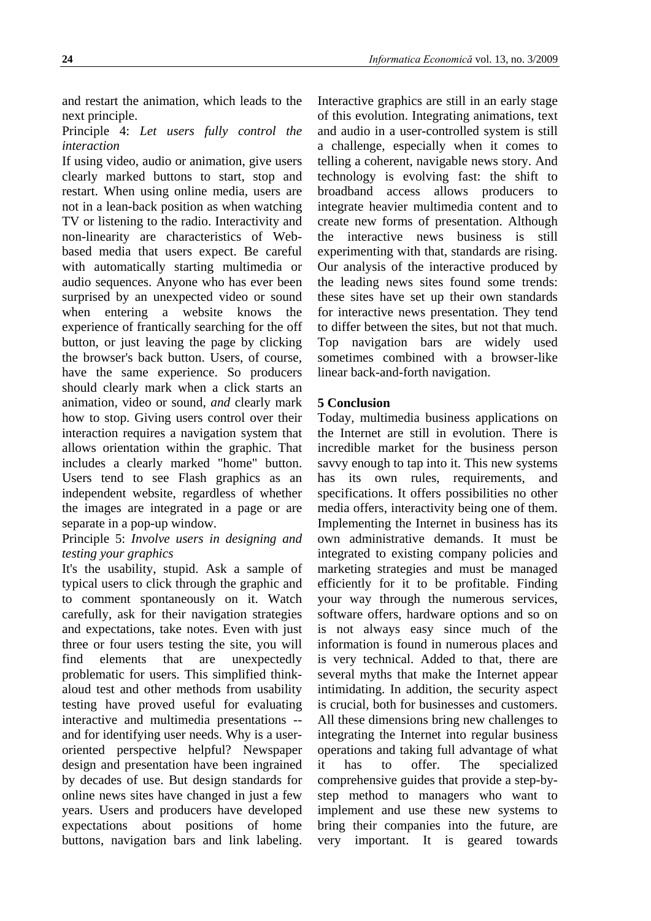and restart the animation, which leads to the next principle.

Principle 4: *Let users fully control the interaction*

If using video, audio or animation, give users clearly marked buttons to start, stop and restart. When using online media, users are not in a lean-back position as when watching TV or listening to the radio. Interactivity and non-linearity are characteristics of Web-based media that users expect. Be careful with automatically starting multimedia or audio sequences. Anyone who has ever been surprised by an unexpected video or sound when entering a website knows the experience of frantically searching for the off button, or just leaving the page by clicking the browser's back button. Users, of course, have the same experience. So producers should clearly mark when a click starts an animation, video or sound, *and* clearly mark how to stop. Giving users control over their interaction requires a navigation system that allows orientation within the graphic. That includes a clearly marked "home" button. Users tend to see Flash graphics as an independent website, regardless of whether the images are integrated in a page or are separate in a pop-up window.

Principle 5: *Involve users in designing and testing your graphics*

It's the usability, stupid. Ask a sample of typical users to click through the graphic and to comment spontaneously on it. Watch carefully, ask for their navigation strategies and expectations, take notes. Even with just three or four users testing the site, you will find elements that are unexpectedly problematic for users. This simplified think-aloud test and other methods from usability testing have proved useful for evaluating interactive and multimedia presentations -- and for identifying user needs. Why is a user-oriented perspective helpful? Newspaper design and presentation have been ingrained by decades of use. But design standards for online news sites have changed in just a few years. Users and producers have developed expectations about positions of home buttons, navigation bars and link labeling. Interactive graphics are still in an early stage of this evolution. Integrating animations, text and audio in a user-controlled system is still a challenge, especially when it comes to telling a coherent, navigable news story. And technology is evolving fast: the shift to broadband access allows producers to integrate heavier multimedia content and to create new forms of presentation. Although the interactive news business is still experimenting with that, standards are rising. Our analysis of the interactive produced by the leading news sites found some trends: these sites have set up their own standards for interactive news presentation. They tend to differ between the sites, but not that much. Top navigation bars are widely used sometimes combined with a browser-like linear back-and-forth navigation.

## 5 Conclusion

Today, multimedia business applications on the Internet are still in evolution. There is incredible market for the business person savvy enough to tap into it. This new systems has its own rules, requirements, and specifications. It offers possibilities no other media offers, interactivity being one of them. Implementing the Internet in business has its own administrative demands. It must be integrated to existing company policies and marketing strategies and must be managed efficiently for it to be profitable. Finding your way through the numerous services, software offers, hardware options and so on is not always easy since much of the information is found in numerous places and is very technical. Added to that, there are several myths that make the Internet appear intimidating. In addition, the security aspect is crucial, both for businesses and customers. All these dimensions bring new challenges to integrating the Internet into regular business operations and taking full advantage of what it has to offer. The specialized comprehensive guides that provide a step-by-step method to managers who want to implement and use these new systems to bring their companies into the future, are very important. It is geared towards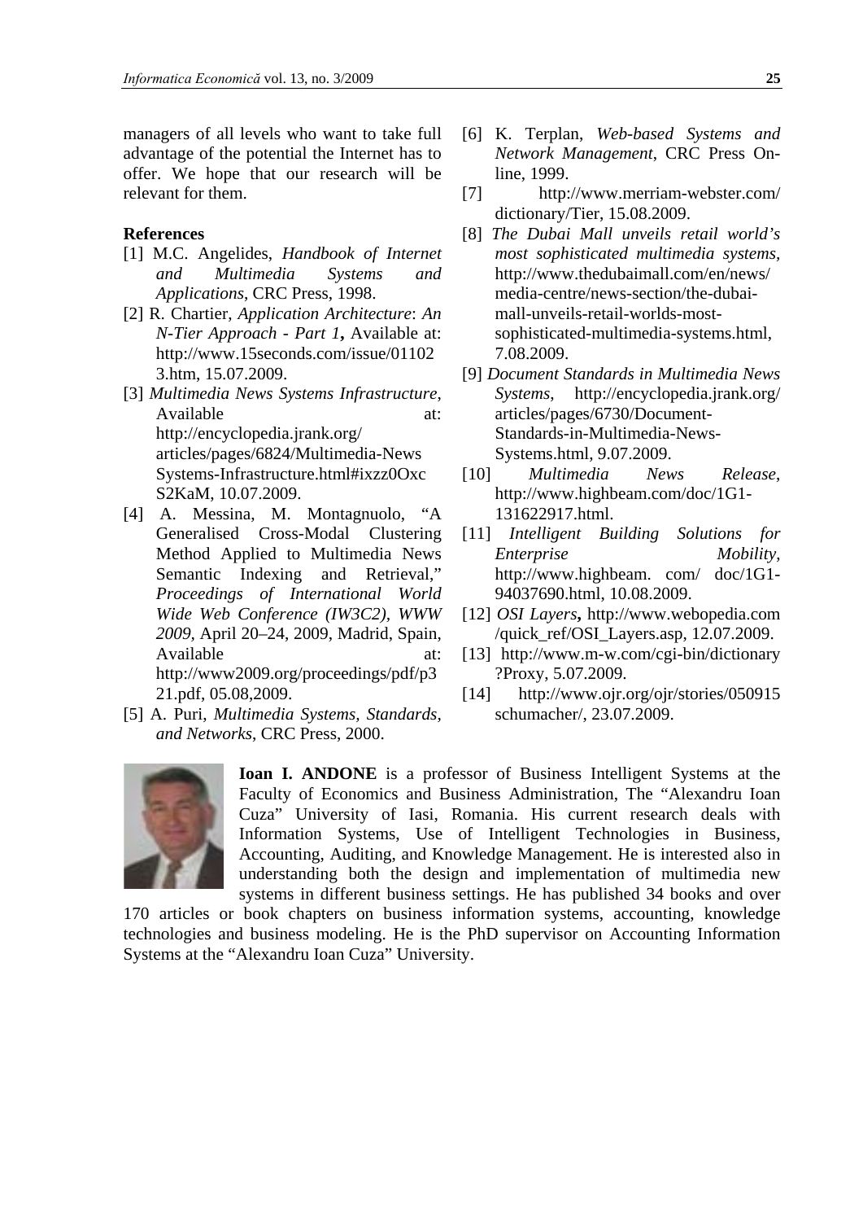managers of all levels who want to take full advantage of the potential the Internet has to offer. We hope that our research will be relevant for them.

## References

[1] M.C. Angelides, *Handbook of Internet and Multimedia Systems and Applications*, CRC Press, 1998.

[2] R. Chartier, *Application Architecture*: *An N-Tier Approach - Part 1***,** Available at: http://www.15seconds.com/issue/011023.htm, 15.07.2009.

[3] *Multimedia News Systems Infrastructure*, Available at: http://encyclopedia.jrank.org/articles/pages/6824/Multimedia-News Systems-Infrastructure.html#ixzz0OxcS2KaM, 10.07.2009.

[4] A. Messina, M. Montagnuolo, "A Generalised Cross-Modal Clustering Method Applied to Multimedia News Semantic Indexing and Retrieval," *Proceedings of International World Wide Web Conference (IW3C2), WWW 2009*, April 20–24, 2009, Madrid, Spain, Available at: http://www2009.org/proceedings/pdf/p321.pdf, 05.08,2009.

[5] A. Puri, *Multimedia Systems, Standards, and Networks*, CRC Press, 2000.

[6] K. Terplan, *Web-based Systems and Network Management*, CRC Press Online, 1999.

[7] http://www.merriam-webster.com/dictionary/Tier, 15.08.2009.

[8] *The Dubai Mall unveils retail world's most sophisticated multimedia systems*, http://www.thedubaimall.com/en/news/media-centre/news-section/the-dubai-mall-unveils-retail-worlds-most-sophisticated-multimedia-systems.html, 7.08.2009.

[9] *Document Standards in Multimedia News Systems*, http://encyclopedia.jrank.org/articles/pages/6730/Document-Standards-in-Multimedia-News-Systems.html, 9.07.2009.

[10] *Multimedia News Release*, http://www.highbeam.com/doc/1G1-131622917.html.

[11] *Intelligent Building Solutions for Enterprise Mobility*, http://www.highbeam. com/ doc/1G1-94037690.html, 10.08.2009.

[12] *OSI Layers***,** http://www.webopedia.com/quick_ref/OSI_Layers.asp, 12.07.2009.

[13] http://www.m-w.com/cgi-bin/dictionary?Proxy, 5.07.2009.

[14] http://www.ojr.org/ojr/stories/050915schumacher/, 23.07.2009.

**Ioan I. ANDONE** is a professor of Business Intelligent Systems at the Faculty of Economics and Business Administration, The "Alexandru Ioan Cuza" University of Iasi, Romania. His current research deals with Information Systems, Use of Intelligent Technologies in Business, Accounting, Auditing, and Knowledge Management. He is interested also in understanding both the design and implementation of multimedia new systems in different business settings. He has published 34 books and over 170 articles or book chapters on business information systems, accounting, knowledge technologies and business modeling. He is the PhD supervisor on Accounting Information Systems at the "Alexandru Ioan Cuza" University.